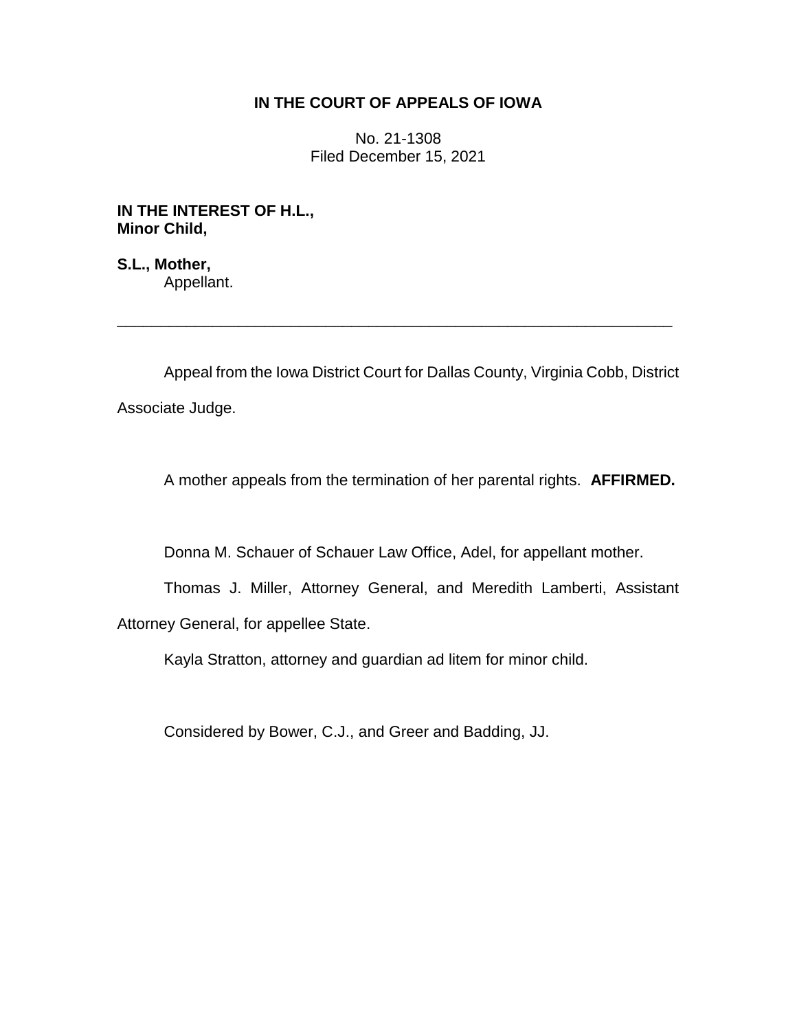**IN THE COURT OF APPEALS OF IOWA**

No. 21-1308
Filed December 15, 2021

**IN THE INTEREST OF H.L.,**
**Minor Child,**

**S.L., Mother,**
Appellant.

---

Appeal from the Iowa District Court for Dallas County, Virginia Cobb, District Associate Judge.

A mother appeals from the termination of her parental rights. **AFFIRMED.**

Donna M. Schauer of Schauer Law Office, Adel, for appellant mother.

Thomas J. Miller, Attorney General, and Meredith Lamberti, Assistant Attorney General, for appellee State.

Kayla Stratton, attorney and guardian ad litem for minor child.

Considered by Bower, C.J., and Greer and Badding, JJ.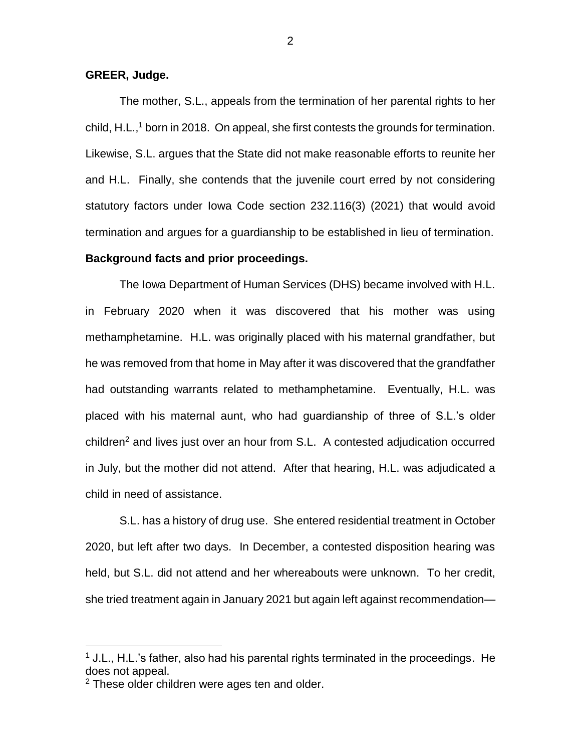**GREER, Judge.**

The mother, S.L., appeals from the termination of her parental rights to her child, H.L.,[1] born in 2018. On appeal, she first contests the grounds for termination. Likewise, S.L. argues that the State did not make reasonable efforts to reunite her and H.L. Finally, she contends that the juvenile court erred by not considering statutory factors under Iowa Code section 232.116(3) (2021) that would avoid termination and argues for a guardianship to be established in lieu of termination.

**Background facts and prior proceedings.**

The Iowa Department of Human Services (DHS) became involved with H.L. in February 2020 when it was discovered that his mother was using methamphetamine. H.L. was originally placed with his maternal grandfather, but he was removed from that home in May after it was discovered that the grandfather had outstanding warrants related to methamphetamine. Eventually, H.L. was placed with his maternal aunt, who had guardianship of three of S.L.'s older children[2] and lives just over an hour from S.L. A contested adjudication occurred in July, but the mother did not attend. After that hearing, H.L. was adjudicated a child in need of assistance.

S.L. has a history of drug use. She entered residential treatment in October 2020, but left after two days. In December, a contested disposition hearing was held, but S.L. did not attend and her whereabouts were unknown. To her credit, she tried treatment again in January 2021 but again left against recommendation—

[1] J.L., H.L.'s father, also had his parental rights terminated in the proceedings. He does not appeal.

[2] These older children were ages ten and older.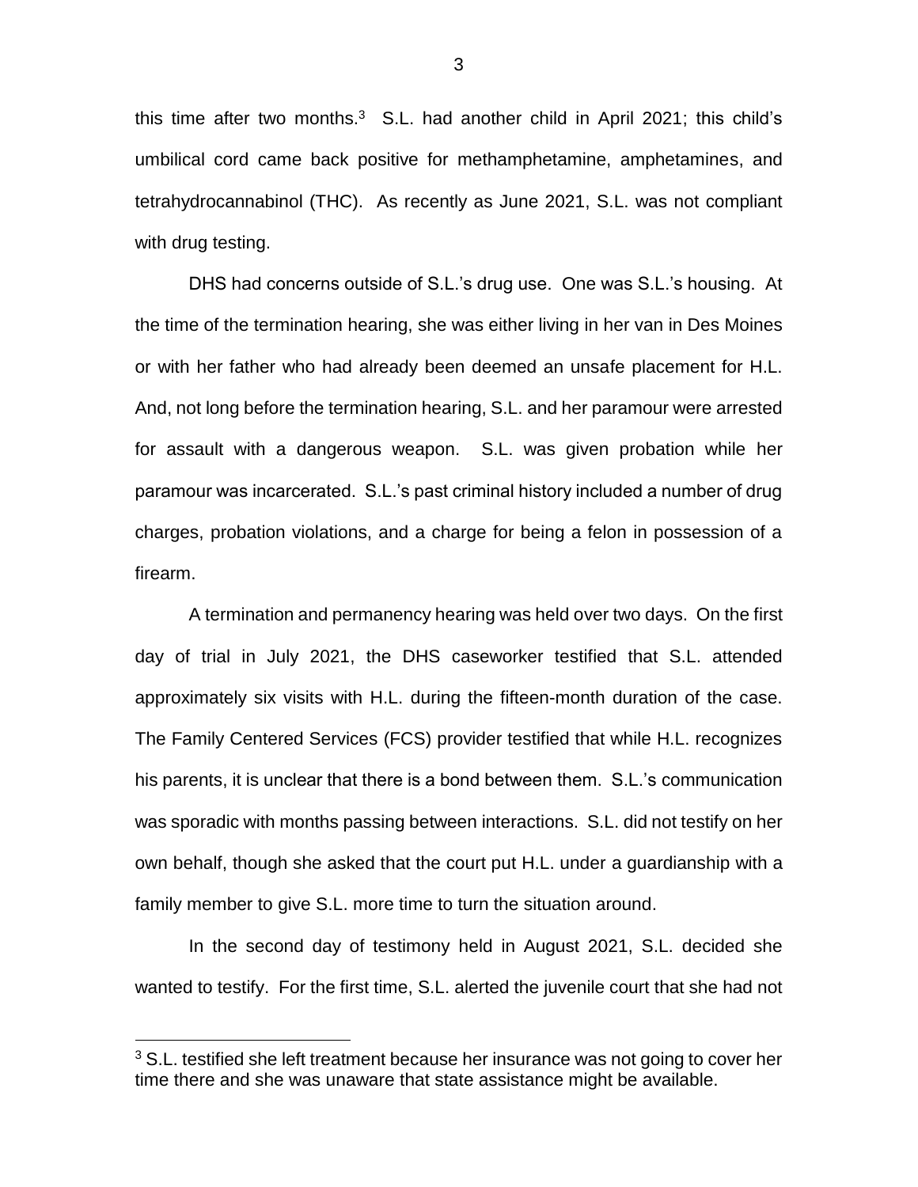this time after two months.[3] S.L. had another child in April 2021; this child's umbilical cord came back positive for methamphetamine, amphetamines, and tetrahydrocannabinol (THC). As recently as June 2021, S.L. was not compliant with drug testing.

DHS had concerns outside of S.L.'s drug use. One was S.L.'s housing. At the time of the termination hearing, she was either living in her van in Des Moines or with her father who had already been deemed an unsafe placement for H.L. And, not long before the termination hearing, S.L. and her paramour were arrested for assault with a dangerous weapon. S.L. was given probation while her paramour was incarcerated. S.L.'s past criminal history included a number of drug charges, probation violations, and a charge for being a felon in possession of a firearm.

A termination and permanency hearing was held over two days. On the first day of trial in July 2021, the DHS caseworker testified that S.L. attended approximately six visits with H.L. during the fifteen-month duration of the case. The Family Centered Services (FCS) provider testified that while H.L. recognizes his parents, it is unclear that there is a bond between them. S.L.'s communication was sporadic with months passing between interactions. S.L. did not testify on her own behalf, though she asked that the court put H.L. under a guardianship with a family member to give S.L. more time to turn the situation around.

In the second day of testimony held in August 2021, S.L. decided she wanted to testify. For the first time, S.L. alerted the juvenile court that she had not

[3] S.L. testified she left treatment because her insurance was not going to cover her time there and she was unaware that state assistance might be available.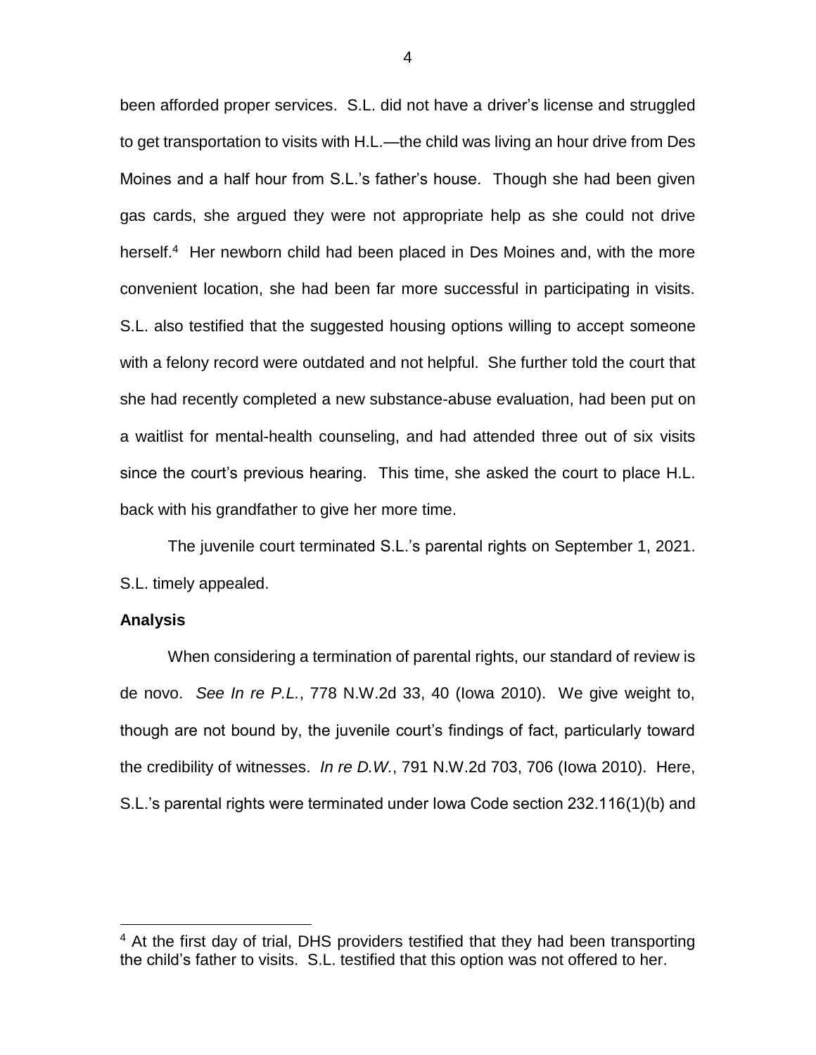been afforded proper services. S.L. did not have a driver's license and struggled to get transportation to visits with H.L.—the child was living an hour drive from Des Moines and a half hour from S.L.'s father's house. Though she had been given gas cards, she argued they were not appropriate help as she could not drive herself.[4] Her newborn child had been placed in Des Moines and, with the more convenient location, she had been far more successful in participating in visits. S.L. also testified that the suggested housing options willing to accept someone with a felony record were outdated and not helpful. She further told the court that she had recently completed a new substance-abuse evaluation, had been put on a waitlist for mental-health counseling, and had attended three out of six visits since the court's previous hearing. This time, she asked the court to place H.L. back with his grandfather to give her more time.

The juvenile court terminated S.L.'s parental rights on September 1, 2021. S.L. timely appealed.

**Analysis**

When considering a termination of parental rights, our standard of review is de novo. *See In re P.L.*, 778 N.W.2d 33, 40 (Iowa 2010). We give weight to, though are not bound by, the juvenile court's findings of fact, particularly toward the credibility of witnesses. *In re D.W.*, 791 N.W.2d 703, 706 (Iowa 2010). Here, S.L.'s parental rights were terminated under Iowa Code section 232.116(1)(b) and

---

[4] At the first day of trial, DHS providers testified that they had been transporting the child's father to visits. S.L. testified that this option was not offered to her.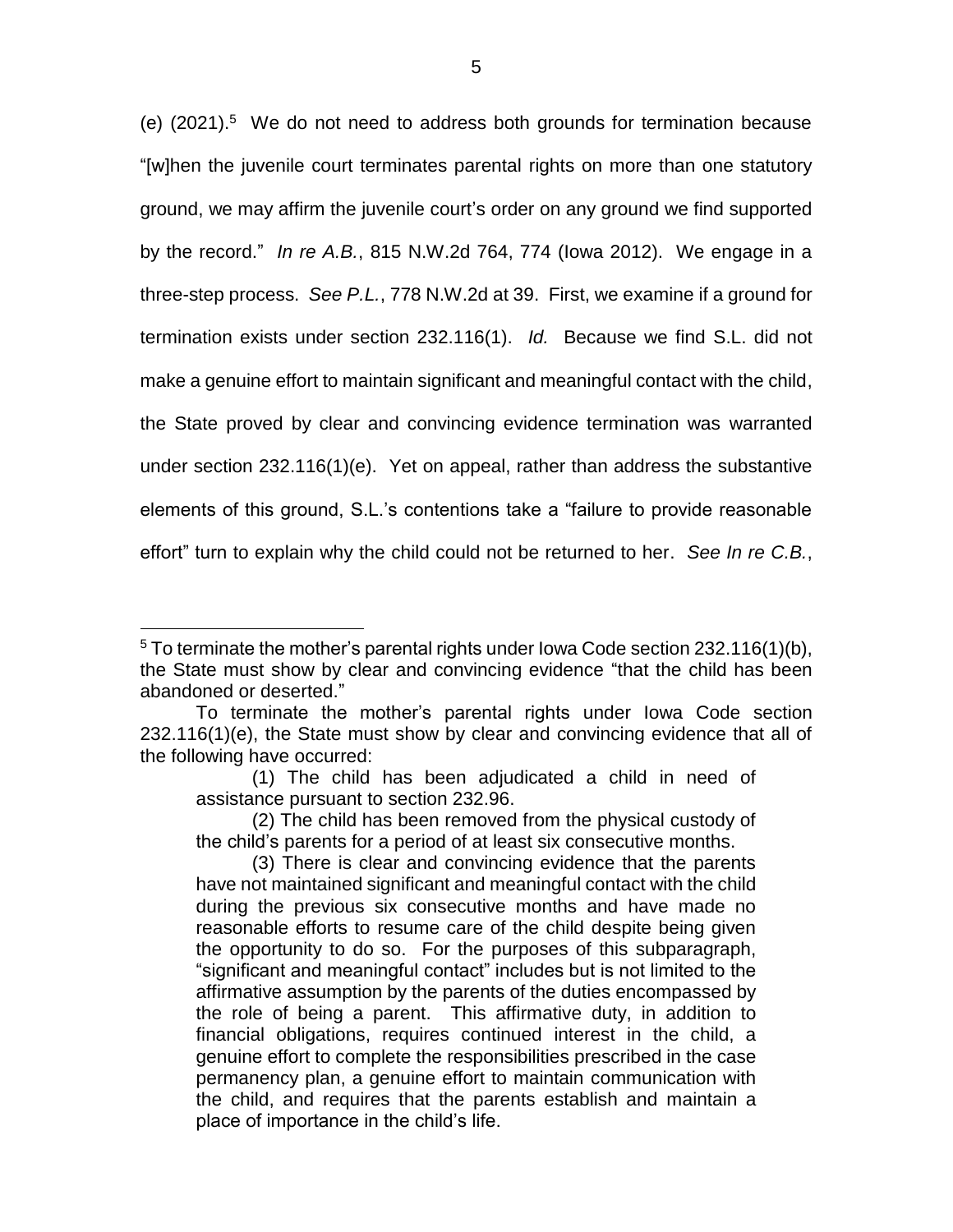(e) (2021).[5] We do not need to address both grounds for termination because "[w]hen the juvenile court terminates parental rights on more than one statutory ground, we may affirm the juvenile court's order on any ground we find supported by the record." *In re A.B.*, 815 N.W.2d 764, 774 (Iowa 2012). We engage in a three-step process. *See P.L.*, 778 N.W.2d at 39. First, we examine if a ground for termination exists under section 232.116(1). *Id.* Because we find S.L. did not make a genuine effort to maintain significant and meaningful contact with the child, the State proved by clear and convincing evidence termination was warranted under section 232.116(1)(e). Yet on appeal, rather than address the substantive elements of this ground, S.L.'s contentions take a "failure to provide reasonable effort" turn to explain why the child could not be returned to her. *See In re C.B.*,

---

[5] To terminate the mother's parental rights under Iowa Code section 232.116(1)(b), the State must show by clear and convincing evidence "that the child has been abandoned or deserted."

To terminate the mother's parental rights under Iowa Code section 232.116(1)(e), the State must show by clear and convincing evidence that all of the following have occurred:

> (1) The child has been adjudicated a child in need of assistance pursuant to section 232.96.
>
> (2) The child has been removed from the physical custody of the child's parents for a period of at least six consecutive months.
>
> (3) There is clear and convincing evidence that the parents have not maintained significant and meaningful contact with the child during the previous six consecutive months and have made no reasonable efforts to resume care of the child despite being given the opportunity to do so. For the purposes of this subparagraph, "significant and meaningful contact" includes but is not limited to the affirmative assumption by the parents of the duties encompassed by the role of being a parent. This affirmative duty, in addition to financial obligations, requires continued interest in the child, a genuine effort to complete the responsibilities prescribed in the case permanency plan, a genuine effort to maintain communication with the child, and requires that the parents establish and maintain a place of importance in the child's life.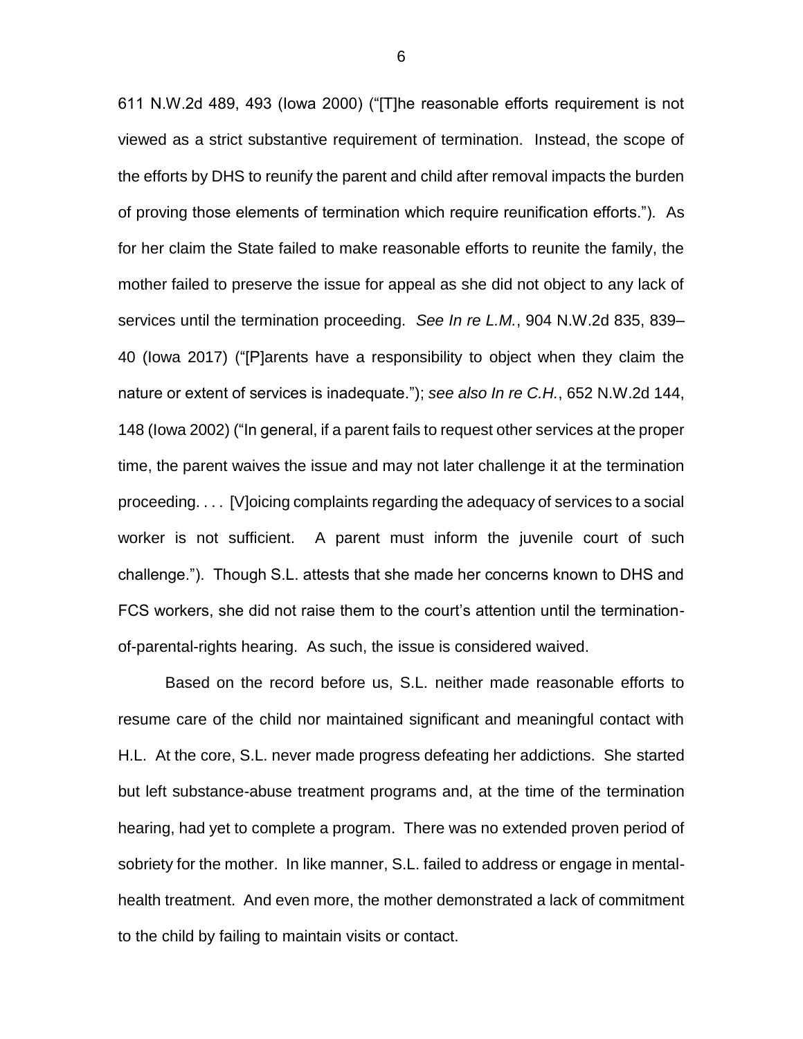611 N.W.2d 489, 493 (Iowa 2000) ("[T]he reasonable efforts requirement is not viewed as a strict substantive requirement of termination. Instead, the scope of the efforts by DHS to reunify the parent and child after removal impacts the burden of proving those elements of termination which require reunification efforts."). As for her claim the State failed to make reasonable efforts to reunite the family, the mother failed to preserve the issue for appeal as she did not object to any lack of services until the termination proceeding. *See In re L.M.*, 904 N.W.2d 835, 839–40 (Iowa 2017) ("[P]arents have a responsibility to object when they claim the nature or extent of services is inadequate."); *see also In re C.H.*, 652 N.W.2d 144, 148 (Iowa 2002) ("In general, if a parent fails to request other services at the proper time, the parent waives the issue and may not later challenge it at the termination proceeding. . . . [V]oicing complaints regarding the adequacy of services to a social worker is not sufficient. A parent must inform the juvenile court of such challenge."). Though S.L. attests that she made her concerns known to DHS and FCS workers, she did not raise them to the court's attention until the termination-of-parental-rights hearing. As such, the issue is considered waived.

Based on the record before us, S.L. neither made reasonable efforts to resume care of the child nor maintained significant and meaningful contact with H.L. At the core, S.L. never made progress defeating her addictions. She started but left substance-abuse treatment programs and, at the time of the termination hearing, had yet to complete a program. There was no extended proven period of sobriety for the mother. In like manner, S.L. failed to address or engage in mental-health treatment. And even more, the mother demonstrated a lack of commitment to the child by failing to maintain visits or contact.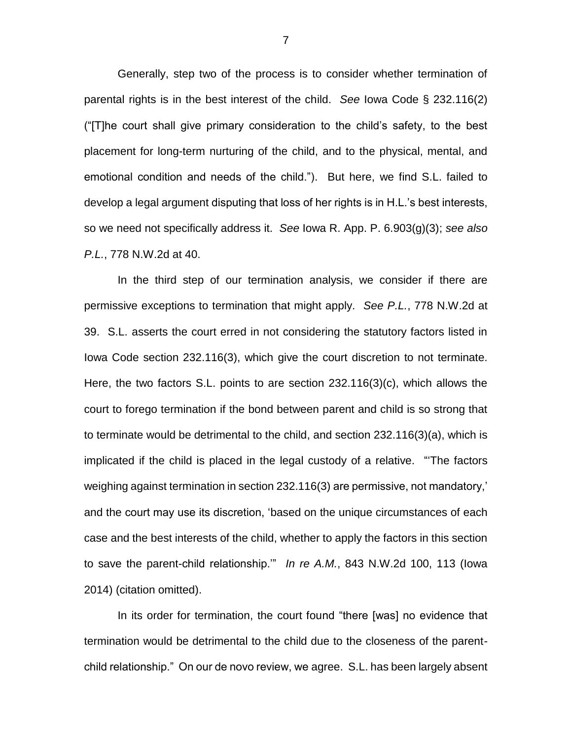Generally, step two of the process is to consider whether termination of parental rights is in the best interest of the child. *See* Iowa Code § 232.116(2) ("[T]he court shall give primary consideration to the child's safety, to the best placement for long-term nurturing of the child, and to the physical, mental, and emotional condition and needs of the child."). But here, we find S.L. failed to develop a legal argument disputing that loss of her rights is in H.L.'s best interests, so we need not specifically address it. *See* Iowa R. App. P. 6.903(g)(3); *see also P.L.*, 778 N.W.2d at 40.

In the third step of our termination analysis, we consider if there are permissive exceptions to termination that might apply. *See P.L.*, 778 N.W.2d at 39. S.L. asserts the court erred in not considering the statutory factors listed in Iowa Code section 232.116(3), which give the court discretion to not terminate. Here, the two factors S.L. points to are section 232.116(3)(c), which allows the court to forego termination if the bond between parent and child is so strong that to terminate would be detrimental to the child, and section 232.116(3)(a), which is implicated if the child is placed in the legal custody of a relative. "'The factors weighing against termination in section 232.116(3) are permissive, not mandatory,' and the court may use its discretion, 'based on the unique circumstances of each case and the best interests of the child, whether to apply the factors in this section to save the parent-child relationship.'" *In re A.M.*, 843 N.W.2d 100, 113 (Iowa 2014) (citation omitted).

In its order for termination, the court found "there [was] no evidence that termination would be detrimental to the child due to the closeness of the parent-child relationship." On our de novo review, we agree. S.L. has been largely absent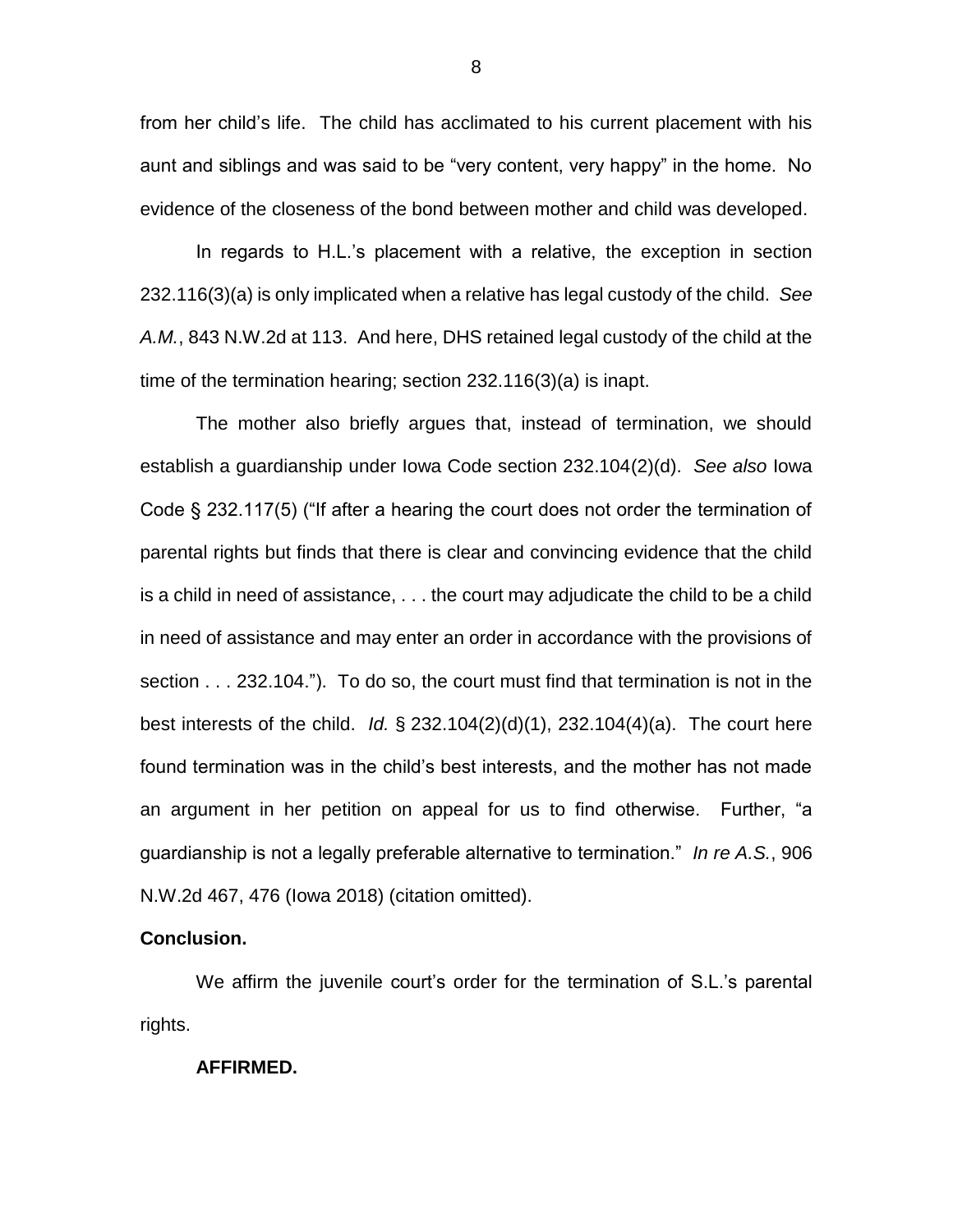from her child's life. The child has acclimated to his current placement with his aunt and siblings and was said to be "very content, very happy" in the home. No evidence of the closeness of the bond between mother and child was developed.

In regards to H.L.'s placement with a relative, the exception in section 232.116(3)(a) is only implicated when a relative has legal custody of the child. *See A.M.*, 843 N.W.2d at 113. And here, DHS retained legal custody of the child at the time of the termination hearing; section 232.116(3)(a) is inapt.

The mother also briefly argues that, instead of termination, we should establish a guardianship under Iowa Code section 232.104(2)(d). *See also* Iowa Code § 232.117(5) ("If after a hearing the court does not order the termination of parental rights but finds that there is clear and convincing evidence that the child is a child in need of assistance, . . . the court may adjudicate the child to be a child in need of assistance and may enter an order in accordance with the provisions of section . . . 232.104."). To do so, the court must find that termination is not in the best interests of the child. *Id.* § 232.104(2)(d)(1), 232.104(4)(a). The court here found termination was in the child's best interests, and the mother has not made an argument in her petition on appeal for us to find otherwise. Further, "a guardianship is not a legally preferable alternative to termination." *In re A.S.*, 906 N.W.2d 467, 476 (Iowa 2018) (citation omitted).

**Conclusion.**

We affirm the juvenile court's order for the termination of S.L.'s parental rights.

**AFFIRMED.**